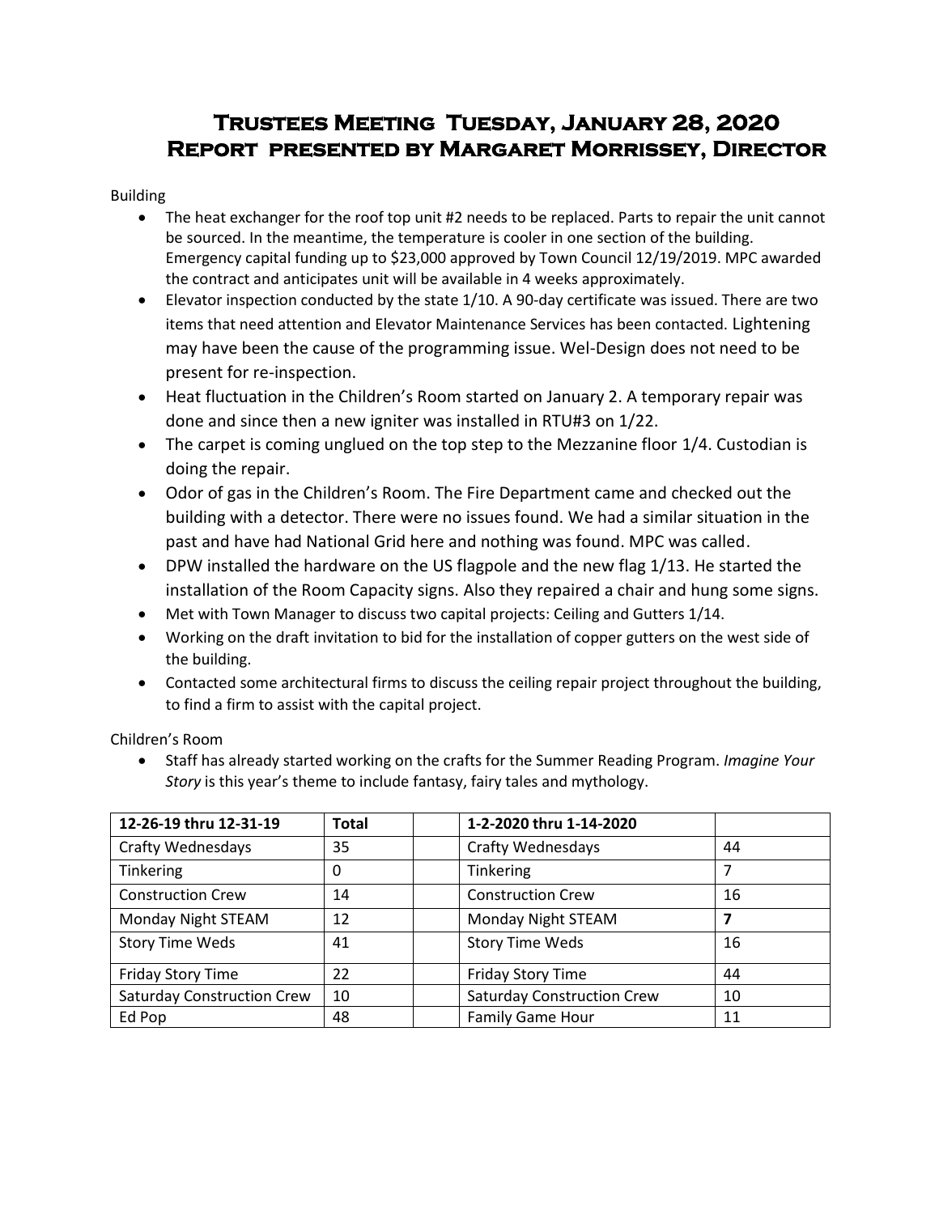# Trustees Meeting Tuesday, January 28, 2020
# Report presented by Margaret Morrissey, Director

Building

- The heat exchanger for the roof top unit #2 needs to be replaced. Parts to repair the unit cannot be sourced. In the meantime, the temperature is cooler in one section of the building. Emergency capital funding up to $23,000 approved by Town Council 12/19/2019. MPC awarded the contract and anticipates unit will be available in 4 weeks approximately.
- Elevator inspection conducted by the state 1/10. A 90-day certificate was issued. There are two items that need attention and Elevator Maintenance Services has been contacted. Lightening may have been the cause of the programming issue. Wel-Design does not need to be present for re-inspection.
- Heat fluctuation in the Children's Room started on January 2. A temporary repair was done and since then a new igniter was installed in RTU#3 on 1/22.
- The carpet is coming unglued on the top step to the Mezzanine floor 1/4. Custodian is doing the repair.
- Odor of gas in the Children's Room. The Fire Department came and checked out the building with a detector. There were no issues found. We had a similar situation in the past and have had National Grid here and nothing was found. MPC was called.
- DPW installed the hardware on the US flagpole and the new flag 1/13. He started the installation of the Room Capacity signs. Also they repaired a chair and hung some signs.
- Met with Town Manager to discuss two capital projects: Ceiling and Gutters 1/14.
- Working on the draft invitation to bid for the installation of copper gutters on the west side of the building.
- Contacted some architectural firms to discuss the ceiling repair project throughout the building, to find a firm to assist with the capital project.

Children's Room

- Staff has already started working on the crafts for the Summer Reading Program. *Imagine Your Story* is this year's theme to include fantasy, fairy tales and mythology.

| **12-26-19 thru 12-31-19** | **Total** | | **1-2-2020 thru 1-14-2020** | |
|---|---|---|---|---|
| Crafty Wednesdays | 35 | | Crafty Wednesdays | 44 |
| Tinkering | 0 | | Tinkering | 7 |
| Construction Crew | 14 | | Construction Crew | 16 |
| Monday Night STEAM | 12 | | Monday Night STEAM | **7** |
| Story Time Weds | 41 | | Story Time Weds | 16 |
| Friday Story Time | 22 | | Friday Story Time | 44 |
| Saturday Construction Crew | 10 | | Saturday Construction Crew | 10 |
| Ed Pop | 48 | | Family Game Hour | 11 |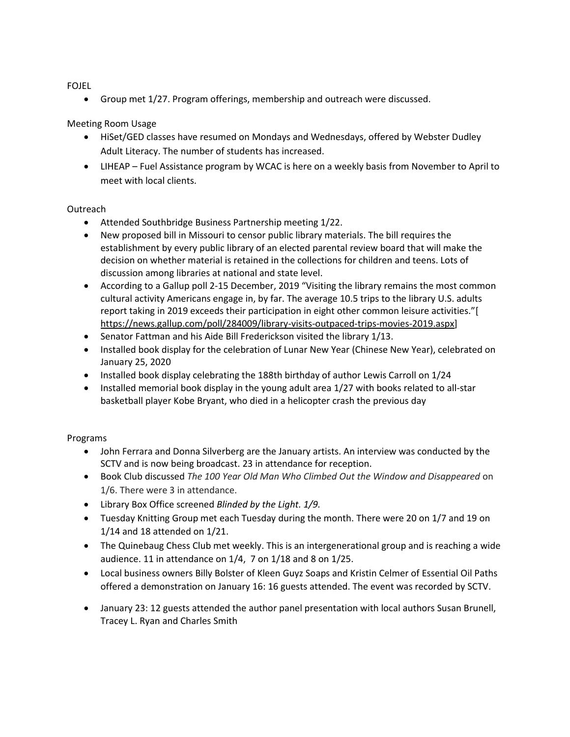FOJEL

- Group met 1/27. Program offerings, membership and outreach were discussed.

Meeting Room Usage

- HiSet/GED classes have resumed on Mondays and Wednesdays, offered by Webster Dudley Adult Literacy. The number of students has increased.
- LIHEAP – Fuel Assistance program by WCAC is here on a weekly basis from November to April to meet with local clients.

Outreach

- Attended Southbridge Business Partnership meeting 1/22.
- New proposed bill in Missouri to censor public library materials. The bill requires the establishment by every public library of an elected parental review board that will make the decision on whether material is retained in the collections for children and teens. Lots of discussion among libraries at national and state level.
- According to a Gallup poll 2-15 December, 2019 "Visiting the library remains the most common cultural activity Americans engage in, by far. The average 10.5 trips to the library U.S. adults report taking in 2019 exceeds their participation in eight other common leisure activities."[ https://news.gallup.com/poll/284009/library-visits-outpaced-trips-movies-2019.aspx]
- Senator Fattman and his Aide Bill Frederickson visited the library 1/13.
- Installed book display for the celebration of Lunar New Year (Chinese New Year), celebrated on January 25, 2020
- Installed book display celebrating the 188th birthday of author Lewis Carroll on 1/24
- Installed memorial book display in the young adult area 1/27 with books related to all-star basketball player Kobe Bryant, who died in a helicopter crash the previous day

Programs

- John Ferrara and Donna Silverberg are the January artists. An interview was conducted by the SCTV and is now being broadcast. 23 in attendance for reception.
- Book Club discussed *The 100 Year Old Man Who Climbed Out the Window and Disappeared* on 1/6. There were 3 in attendance.
- Library Box Office screened *Blinded by the Light. 1/9.*
- Tuesday Knitting Group met each Tuesday during the month. There were 20 on 1/7 and 19 on 1/14 and 18 attended on 1/21.
- The Quinebaug Chess Club met weekly. This is an intergenerational group and is reaching a wide audience. 11 in attendance on 1/4, 7 on 1/18 and 8 on 1/25.
- Local business owners Billy Bolster of Kleen Guyz Soaps and Kristin Celmer of Essential Oil Paths offered a demonstration on January 16: 16 guests attended. The event was recorded by SCTV.
- January 23: 12 guests attended the author panel presentation with local authors Susan Brunell, Tracey L. Ryan and Charles Smith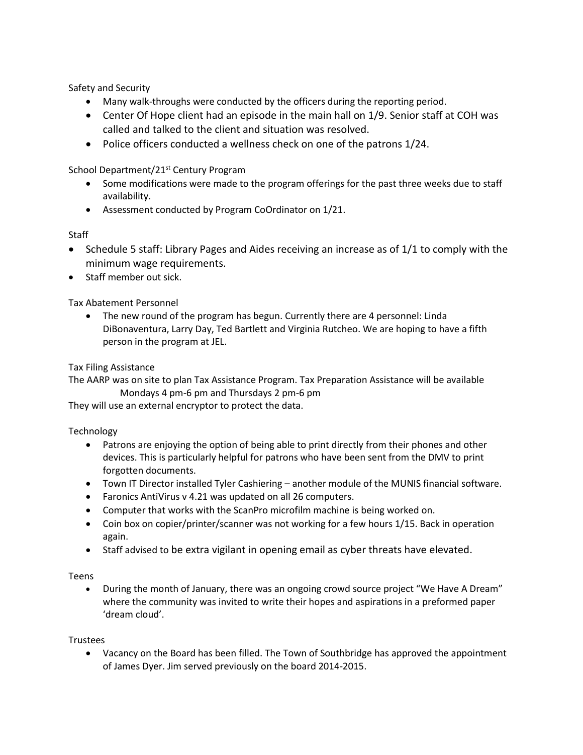Safety and Security

- Many walk-throughs were conducted by the officers during the reporting period.
- Center Of Hope client had an episode in the main hall on 1/9. Senior staff at COH was called and talked to the client and situation was resolved.
- Police officers conducted a wellness check on one of the patrons 1/24.

School Department/21st Century Program

- Some modifications were made to the program offerings for the past three weeks due to staff availability.
- Assessment conducted by Program CoOrdinator on 1/21.

Staff

- Schedule 5 staff: Library Pages and Aides receiving an increase as of 1/1 to comply with the minimum wage requirements.
- Staff member out sick.

Tax Abatement Personnel

- The new round of the program has begun. Currently there are 4 personnel: Linda DiBonaventura, Larry Day, Ted Bartlett and Virginia Rutcheo. We are hoping to have a fifth person in the program at JEL.

Tax Filing Assistance

The AARP was on site to plan Tax Assistance Program. Tax Preparation Assistance will be available
Mondays 4 pm-6 pm and Thursdays 2 pm-6 pm

They will use an external encryptor to protect the data.

Technology

- Patrons are enjoying the option of being able to print directly from their phones and other devices. This is particularly helpful for patrons who have been sent from the DMV to print forgotten documents.
- Town IT Director installed Tyler Cashiering – another module of the MUNIS financial software.
- Faronics AntiVirus v 4.21 was updated on all 26 computers.
- Computer that works with the ScanPro microfilm machine is being worked on.
- Coin box on copier/printer/scanner was not working for a few hours 1/15. Back in operation again.
- Staff advised to be extra vigilant in opening email as cyber threats have elevated.

Teens

- During the month of January, there was an ongoing crowd source project "We Have A Dream" where the community was invited to write their hopes and aspirations in a preformed paper 'dream cloud'.

Trustees

- Vacancy on the Board has been filled. The Town of Southbridge has approved the appointment of James Dyer. Jim served previously on the board 2014-2015.